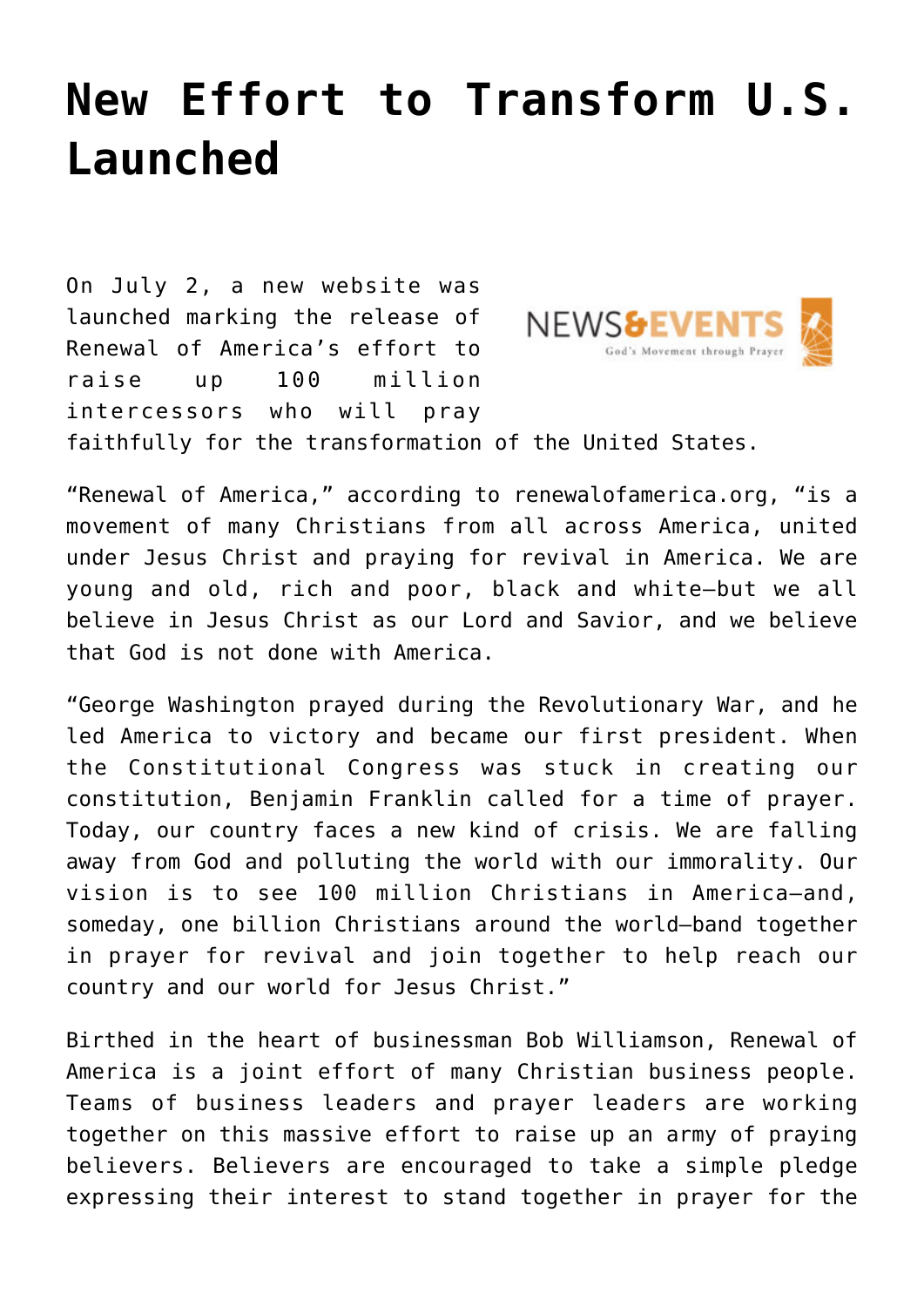# New Effort to Transform U.S. Launched

On July 2, a new website was launched marking the release of Renewal of America's effort to raise up 100 million intercessors who will pray faithfully for the transformation of the United States.

"Renewal of America," according to renewalofamerica.org, "is a movement of many Christians from all across America, united under Jesus Christ and praying for revival in America. We are young and old, rich and poor, black and white—but we all believe in Jesus Christ as our Lord and Savior, and we believe that God is not done with America.

"George Washington prayed during the Revolutionary War, and he led America to victory and became our first president. When the Constitutional Congress was stuck in creating our constitution, Benjamin Franklin called for a time of prayer. Today, our country faces a new kind of crisis. We are falling away from God and polluting the world with our immorality. Our vision is to see 100 million Christians in America—and, someday, one billion Christians around the world—band together in prayer for revival and join together to help reach our country and our world for Jesus Christ."

Birthed in the heart of businessman Bob Williamson, Renewal of America is a joint effort of many Christian business people. Teams of business leaders and prayer leaders are working together on this massive effort to raise up an army of praying believers. Believers are encouraged to take a simple pledge expressing their interest to stand together in prayer for the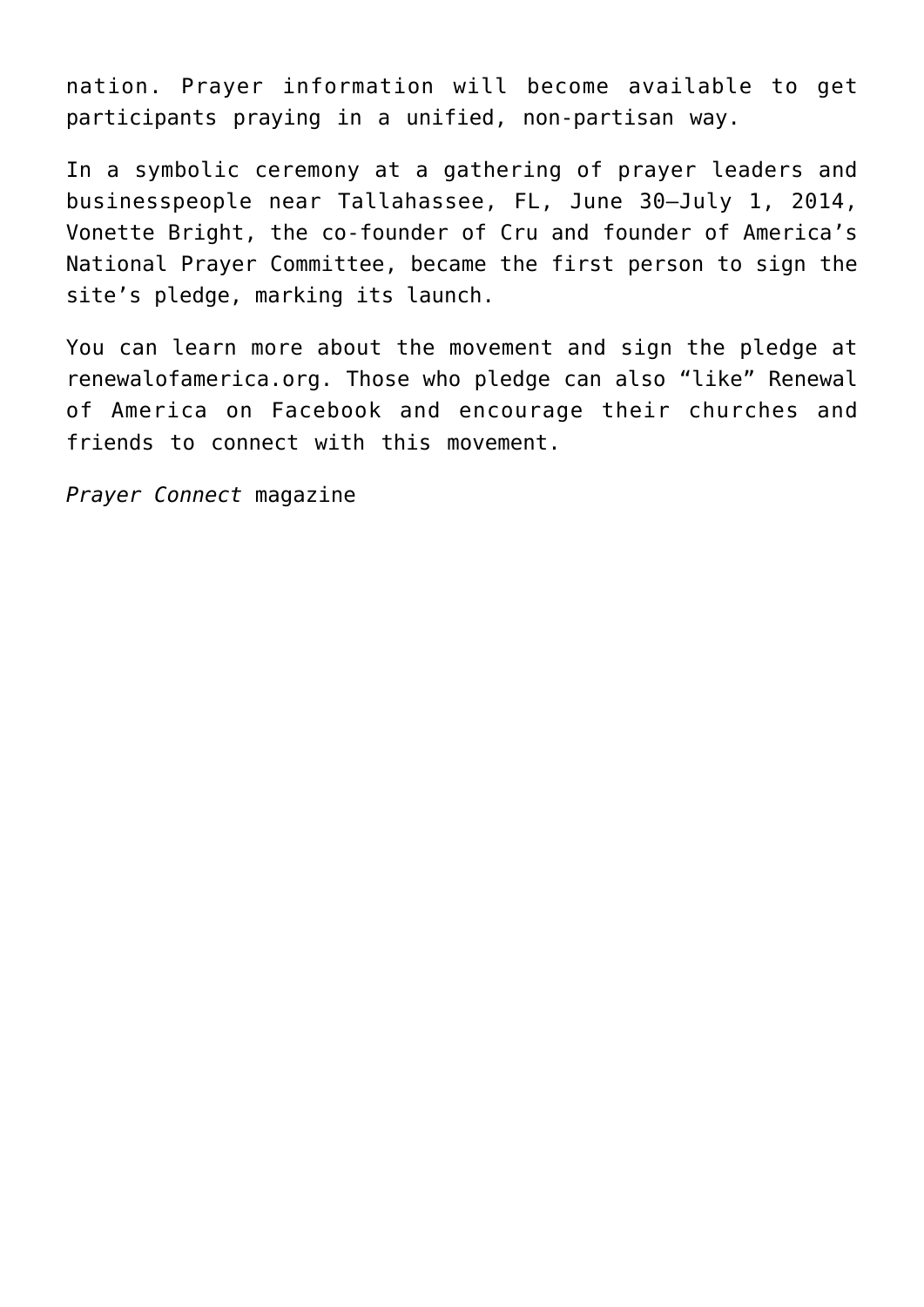nation. Prayer information will become available to get participants praying in a unified, non-partisan way.

In a symbolic ceremony at a gathering of prayer leaders and businesspeople near Tallahassee, FL, June 30–July 1, 2014, Vonette Bright, the co-founder of Cru and founder of America's National Prayer Committee, became the first person to sign the site's pledge, marking its launch.

You can learn more about the movement and sign the pledge at renewalofamerica.org. Those who pledge can also "like" Renewal of America on Facebook and encourage their churches and friends to connect with this movement.

*Prayer Connect* magazine